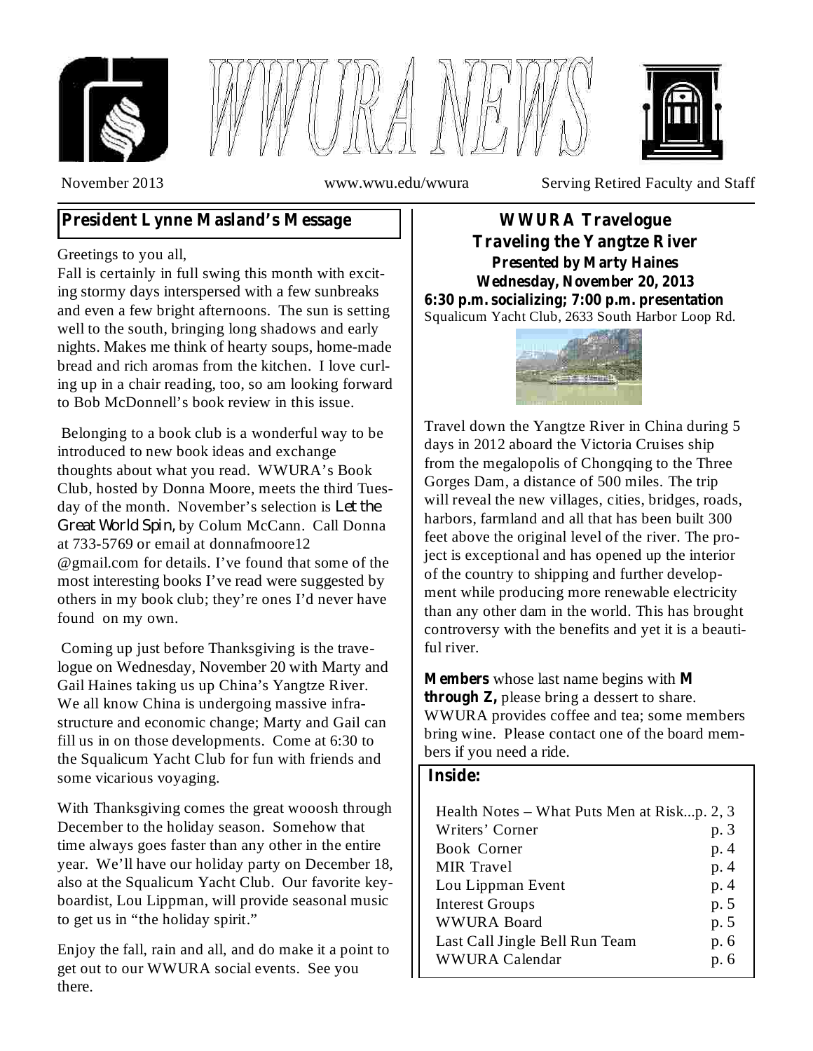# WWURA NEWS

November 2013 | www.wwu.edu/wwura | Serving Retired Faculty and Staff

## President Lynne Masland's Message

Greetings to you all,

Fall is certainly in full swing this month with exciting stormy days interspersed with a few sunbreaks and even a few bright afternoons. The sun is setting well to the south, bringing long shadows and early nights. Makes me think of hearty soups, home-made bread and rich aromas from the kitchen. I love curling up in a chair reading, too, so am looking forward to Bob McDonnell's book review in this issue.

Belonging to a book club is a wonderful way to be introduced to new book ideas and exchange thoughts about what you read. WWURA's Book Club, hosted by Donna Moore, meets the third Tuesday of the month. November's selection is *Let the Great World Spin*, by Colum McCann. Call Donna at 733-5769 or email at donnafmoore12@gmail.com for details. I've found that some of the most interesting books I've read were suggested by others in my book club; they're ones I'd never have found on my own.

Coming up just before Thanksgiving is the travelogue on Wednesday, November 20 with Marty and Gail Haines taking us up China's Yangtze River. We all know China is undergoing massive infrastructure and economic change; Marty and Gail can fill us in on those developments. Come at 6:30 to the Squalicum Yacht Club for fun with friends and some vicarious voyaging.

With Thanksgiving comes the great wooosh through December to the holiday season. Somehow that time always goes faster than any other in the entire year. We'll have our holiday party on December 18, also at the Squalicum Yacht Club. Our favorite keyboardist, Lou Lippman, will provide seasonal music to get us in "the holiday spirit."

Enjoy the fall, rain and all, and do make it a point to get out to our WWURA social events. See you there.

## WWURA Travelogue
## Traveling the Yangtze River

**Presented by Marty Haines**
**Wednesday, November 20, 2013**
**6:30 p.m. socializing; 7:00 p.m. presentation**
Squalicum Yacht Club, 2633 South Harbor Loop Rd.

Travel down the Yangtze River in China during 5 days in 2012 aboard the Victoria Cruises ship from the megalopolis of Chongqing to the Three Gorges Dam, a distance of 500 miles. The trip will reveal the new villages, cities, bridges, roads, harbors, farmland and all that has been built 300 feet above the original level of the river. The project is exceptional and has opened up the interior of the country to shipping and further development while producing more renewable electricity than any other dam in the world. This has brought controversy with the benefits and yet it is a beautiful river.

**Members** whose last name begins with **M through Z,** please bring a dessert to share. WWURA provides coffee and tea; some members bring wine. Please contact one of the board members if you need a ride.

**Inside:**

| | |
|---|---|
| Health Notes – What Puts Men at Risk... | p. 2, 3 |
| Writers' Corner | p. 3 |
| Book Corner | p. 4 |
| MIR Travel | p. 4 |
| Lou Lippman Event | p. 4 |
| Interest Groups | p. 5 |
| WWURA Board | p. 5 |
| Last Call Jingle Bell Run Team | p. 6 |
| WWURA Calendar | p. 6 |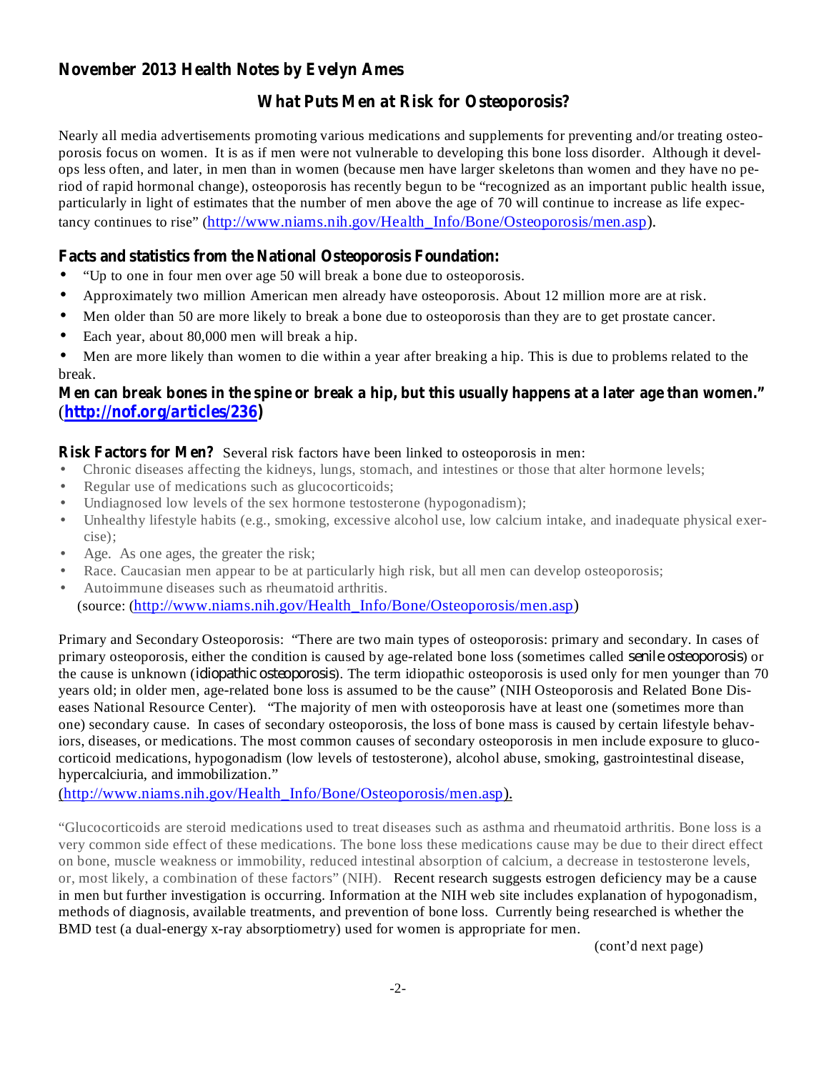**November 2013 Health Notes by Evelyn Ames**

## What Puts Men at Risk for Osteoporosis?

Nearly all media advertisements promoting various medications and supplements for preventing and/or treating osteoporosis focus on women. It is as if men were not vulnerable to developing this bone loss disorder. Although it develops less often, and later, in men than in women (because men have larger skeletons than women and they have no period of rapid hormonal change), osteoporosis has recently begun to be "recognized as an important public health issue, particularly in light of estimates that the number of men above the age of 70 will continue to increase as life expectancy continues to rise" (http://www.niams.nih.gov/Health_Info/Bone/Osteoporosis/men.asp).

**Facts and statistics from the National Osteoporosis Foundation:**

- "Up to one in four men over age 50 will break a bone due to osteoporosis.
- Approximately two million American men already have osteoporosis. About 12 million more are at risk.
- Men older than 50 are more likely to break a bone due to osteoporosis than they are to get prostate cancer.
- Each year, about 80,000 men will break a hip.
- Men are more likely than women to die within a year after breaking a hip. This is due to problems related to the break.

**Men can break bones in the spine or break a hip, but this usually happens at a later age than women." (http://nof.org/articles/236)**

**Risk Factors for Men?** Several risk factors have been linked to osteoporosis in men:

- Chronic diseases affecting the kidneys, lungs, stomach, and intestines or those that alter hormone levels;
- Regular use of medications such as glucocorticoids;
- Undiagnosed low levels of the sex hormone testosterone (hypogonadism);
- Unhealthy lifestyle habits (e.g., smoking, excessive alcohol use, low calcium intake, and inadequate physical exercise);
- Age. As one ages, the greater the risk;
- Race. Caucasian men appear to be at particularly high risk, but all men can develop osteoporosis;
- Autoimmune diseases such as rheumatoid arthritis.

(source: (http://www.niams.nih.gov/Health_Info/Bone/Osteoporosis/men.asp)

Primary and Secondary Osteoporosis: "There are two main types of osteoporosis: primary and secondary. In cases of primary osteoporosis, either the condition is caused by age-related bone loss (sometimes called *senile osteoporosis*) or the cause is unknown (*idiopathic osteoporosis*). The term idiopathic osteoporosis is used only for men younger than 70 years old; in older men, age-related bone loss is assumed to be the cause" (NIH Osteoporosis and Related Bone Diseases National Resource Center). "The majority of men with osteoporosis have at least one (sometimes more than one) secondary cause. In cases of secondary osteoporosis, the loss of bone mass is caused by certain lifestyle behaviors, diseases, or medications. The most common causes of secondary osteoporosis in men include exposure to glucocorticoid medications, hypogonadism (low levels of testosterone), alcohol abuse, smoking, gastrointestinal disease, hypercalciuria, and immobilization."
(http://www.niams.nih.gov/Health_Info/Bone/Osteoporosis/men.asp).

"Glucocorticoids are steroid medications used to treat diseases such as asthma and rheumatoid arthritis. Bone loss is a very common side effect of these medications. The bone loss these medications cause may be due to their direct effect on bone, muscle weakness or immobility, reduced intestinal absorption of calcium, a decrease in testosterone levels, or, most likely, a combination of these factors" (NIH). Recent research suggests estrogen deficiency may be a cause in men but further investigation is occurring. Information at the NIH web site includes explanation of hypogonadism, methods of diagnosis, available treatments, and prevention of bone loss. Currently being researched is whether the BMD test (a dual-energy x-ray absorptiometry) used for women is appropriate for men.

(cont'd next page)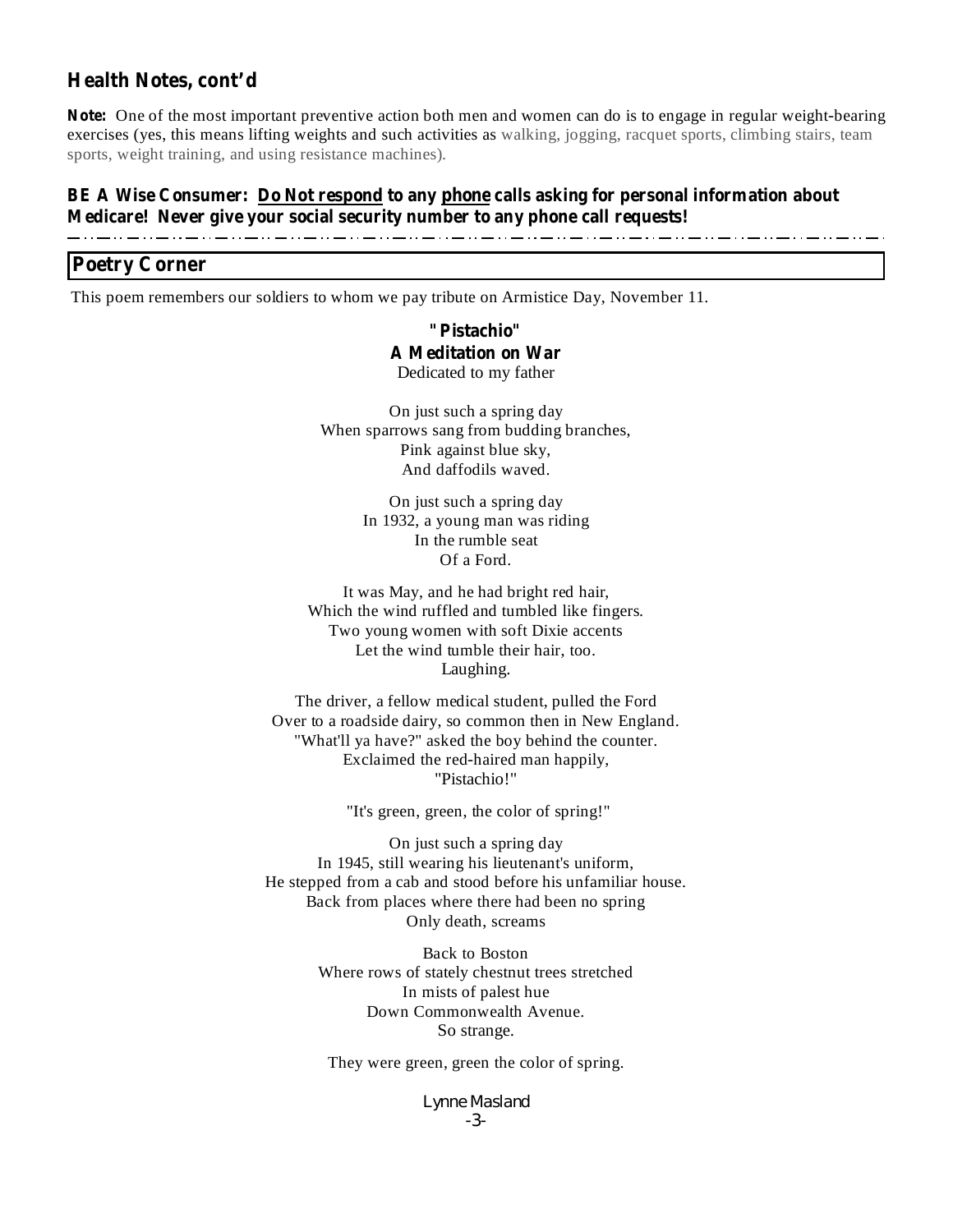## Health Notes, cont'd

**Note:** One of the most important preventive action both men and women can do is to engage in regular weight-bearing exercises (yes, this means lifting weights and such activities as walking, jogging, racquet sports, climbing stairs, team sports, weight training, and using resistance machines).

**BE A Wise Consumer: <u>Do Not respond</u> to any <u>phone</u> calls asking for personal information about Medicare! Never give your social security number to any phone call requests!**

---

## Poetry Corner

This poem remembers our soldiers to whom we pay tribute on Armistice Day, November 11.

**"Pistachio"**
**A Meditation on War**
Dedicated to my father

On just such a spring day
When sparrows sang from budding branches,
Pink against blue sky,
And daffodils waved.

On just such a spring day
In 1932, a young man was riding
In the rumble seat
Of a Ford.

It was May, and he had bright red hair,
Which the wind ruffled and tumbled like fingers.
Two young women with soft Dixie accents
Let the wind tumble their hair, too.
Laughing.

The driver, a fellow medical student, pulled the Ford
Over to a roadside dairy, so common then in New England.
"What'll ya have?" asked the boy behind the counter.
Exclaimed the red-haired man happily,
"Pistachio!"

"It's green, green, the color of spring!"

On just such a spring day
In 1945, still wearing his lieutenant's uniform,
He stepped from a cab and stood before his unfamiliar house.
Back from places where there had been no spring
Only death, screams

Back to Boston
Where rows of stately chestnut trees stretched
In mists of palest hue
Down Commonwealth Avenue.
So strange.

They were green, green the color of spring.

Lynne Masland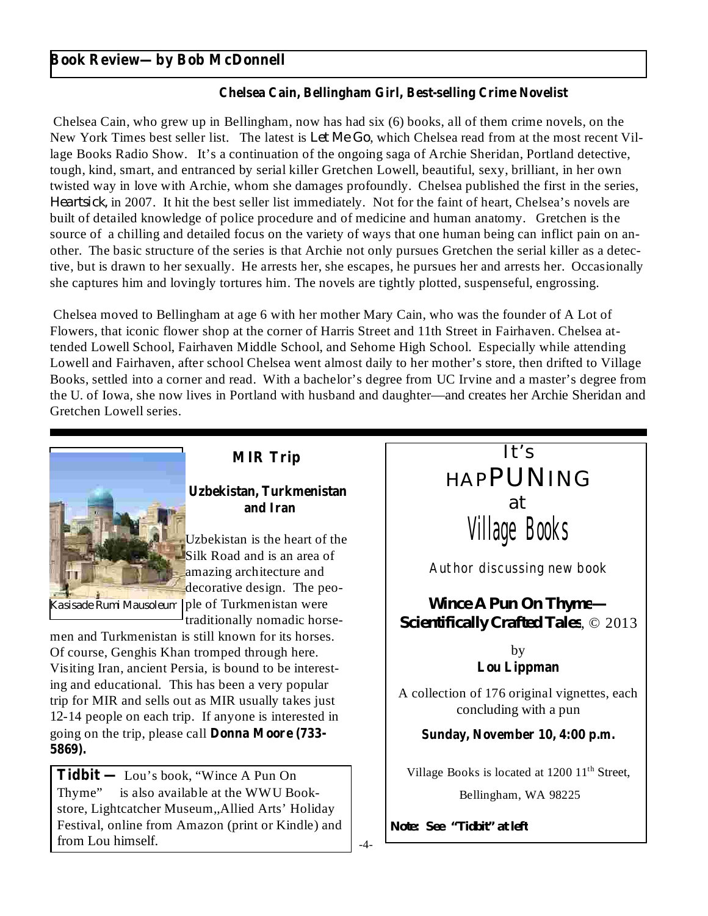## Book Review—by Bob McDonnell

### Chelsea Cain, Bellingham Girl, Best-selling Crime Novelist

Chelsea Cain, who grew up in Bellingham, now has had six (6) books, all of them crime novels, on the New York Times best seller list. The latest is *Let Me Go*, which Chelsea read from at the most recent Village Books Radio Show. It's a continuation of the ongoing saga of Archie Sheridan, Portland detective, tough, kind, smart, and entranced by serial killer Gretchen Lowell, beautiful, sexy, brilliant, in her own twisted way in love with Archie, whom she damages profoundly. Chelsea published the first in the series, *Heartsick*, in 2007. It hit the best seller list immediately. Not for the faint of heart, Chelsea's novels are built of detailed knowledge of police procedure and of medicine and human anatomy. Gretchen is the source of a chilling and detailed focus on the variety of ways that one human being can inflict pain on another. The basic structure of the series is that Archie not only pursues Gretchen the serial killer as a detective, but is drawn to her sexually. He arrests her, she escapes, he pursues her and arrests her. Occasionally she captures him and lovingly tortures him. The novels are tightly plotted, suspenseful, engrossing.

Chelsea moved to Bellingham at age 6 with her mother Mary Cain, who was the founder of A Lot of Flowers, that iconic flower shop at the corner of Harris Street and 11th Street in Fairhaven. Chelsea attended Lowell School, Fairhaven Middle School, and Sehome High School. Especially while attending Lowell and Fairhaven, after school Chelsea went almost daily to her mother's store, then drifted to Village Books, settled into a corner and read. With a bachelor's degree from UC Irvine and a master's degree from the U. of Iowa, she now lives in Portland with husband and daughter—and creates her Archie Sheridan and Gretchen Lowell series.

---

## MIR Trip

### Uzbekistan, Turkmenistan and Iran

Kasisade Rumi Mausoleum

Uzbekistan is the heart of the Silk Road and is an area of amazing architecture and decorative design. The people of Turkmenistan were traditionally nomadic horsemen and Turkmenistan is still known for its horses. Of course, Genghis Khan tromped through here. Visiting Iran, ancient Persia, is bound to be interesting and educational. This has been a very popular trip for MIR and sells out as MIR usually takes just 12-14 people on each trip. If anyone is interested in going on the trip, please call **Donna Moore (733-5869).**

**Tidbit —** Lou's book, "Wince A Pun On Thyme" is also available at the WWU Bookstore, Lightcatcher Museum,,Allied Arts' Holiday Festival, online from Amazon (print or Kindle) and from Lou himself.

---

## It's HAPPUNING at Village Books

Author discussing new book

**Wince A Pun On Thyme—Scientifically Crafted Tales**, © 2013

by
**Lou Lippman**

A collection of 176 original vignettes, each concluding with a pun

**Sunday, November 10, 4:00 p.m.**

Village Books is located at 1200 11th Street, Bellingham, WA 98225

**Note: See "Tidbit" at left**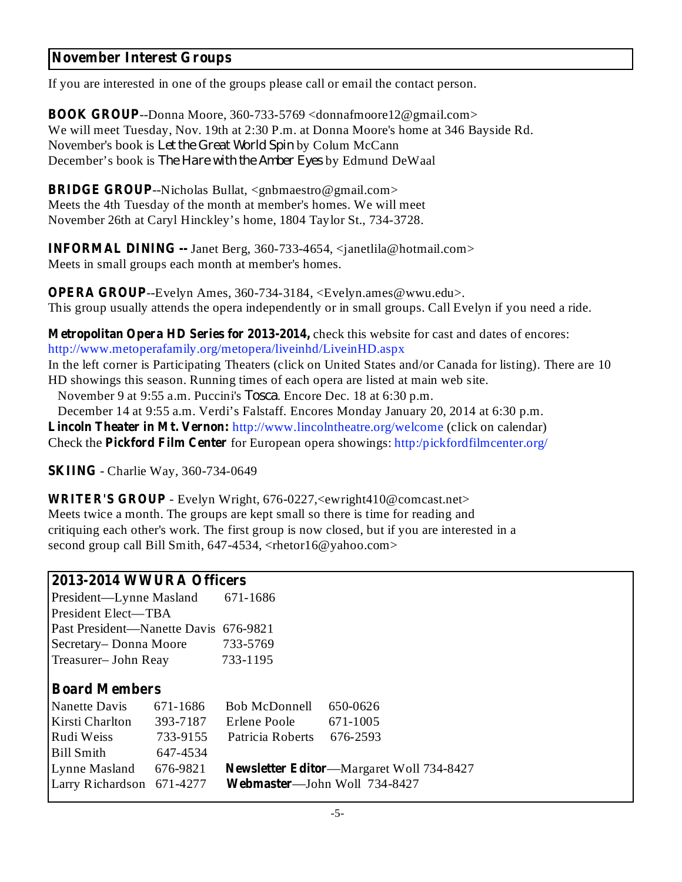## November Interest Groups

If you are interested in one of the groups please call or email the contact person.

**BOOK GROUP**--Donna Moore, 360-733-5769 <donnafmoore12@gmail.com>
We will meet Tuesday, Nov. 19th at 2:30 P.m. at Donna Moore's home at 346 Bayside Rd.
November's book is *Let the Great World Spin* by Colum McCann
December's book is *The Hare with the Amber Eyes* by Edmund DeWaal

**BRIDGE GROUP**--Nicholas Bullat, <gnbmaestro@gmail.com>
Meets the 4th Tuesday of the month at member's homes. We will meet
November 26th at Caryl Hinckley's home, 1804 Taylor St., 734-3728.

**INFORMAL DINING --** Janet Berg, 360-733-4654, <janetlila@hotmail.com>
Meets in small groups each month at member's homes.

**OPERA GROUP**--Evelyn Ames, 360-734-3184, <Evelyn.ames@wwu.edu>.
This group usually attends the opera independently or in small groups. Call Evelyn if you need a ride.

**Metropolitan Opera HD Series for 2013-2014,** check this website for cast and dates of encores:
http://www.metoperafamily.org/metopera/liveinhd/LiveinHD.aspx
In the left corner is Participating Theaters (click on United States and/or Canada for listing). There are 10 HD showings this season. Running times of each opera are listed at main web site.
November 9 at 9:55 a.m. Puccini's *Tosca*. Encore Dec. 18 at 6:30 p.m.
December 14 at 9:55 a.m. Verdi's Falstaff. Encores Monday January 20, 2014 at 6:30 p.m.
**Lincoln Theater in Mt. Vernon:** http://www.lincolntheatre.org/welcome (click on calendar)
Check the **Pickford Film Center** for European opera showings: http:/pickfordfilmcenter.org/

**SKIING** - Charlie Way, 360-734-0649

**WRITER'S GROUP** - Evelyn Wright, 676-0227,<ewright410@comcast.net>
Meets twice a month. The groups are kept small so there is time for reading and
critiquing each other's work. The first group is now closed, but if you are interested in a
second group call Bill Smith, 647-4534, <rhetor16@yahoo.com>

## 2013-2014 WWURA Officers

President—Lynne Masland 671-1686
President Elect—TBA
Past President—Nanette Davis 676-9821
Secretary– Donna Moore 733-5769
Treasurer– John Reay 733-1195

### Board Members

| | | | |
|---|---|---|---|
| Nanette Davis | 671-1686 | Bob McDonnell | 650-0626 |
| Kirsti Charlton | 393-7187 | Erlene Poole | 671-1005 |
| Rudi Weiss | 733-9155 | Patricia Roberts | 676-2593 |
| Bill Smith | 647-4534 | | |
| Lynne Masland | 676-9821 | **Newsletter Editor**—Margaret Woll 734-8427 | |
| Larry Richardson | 671-4277 | **Webmaster**—John Woll 734-8427 | |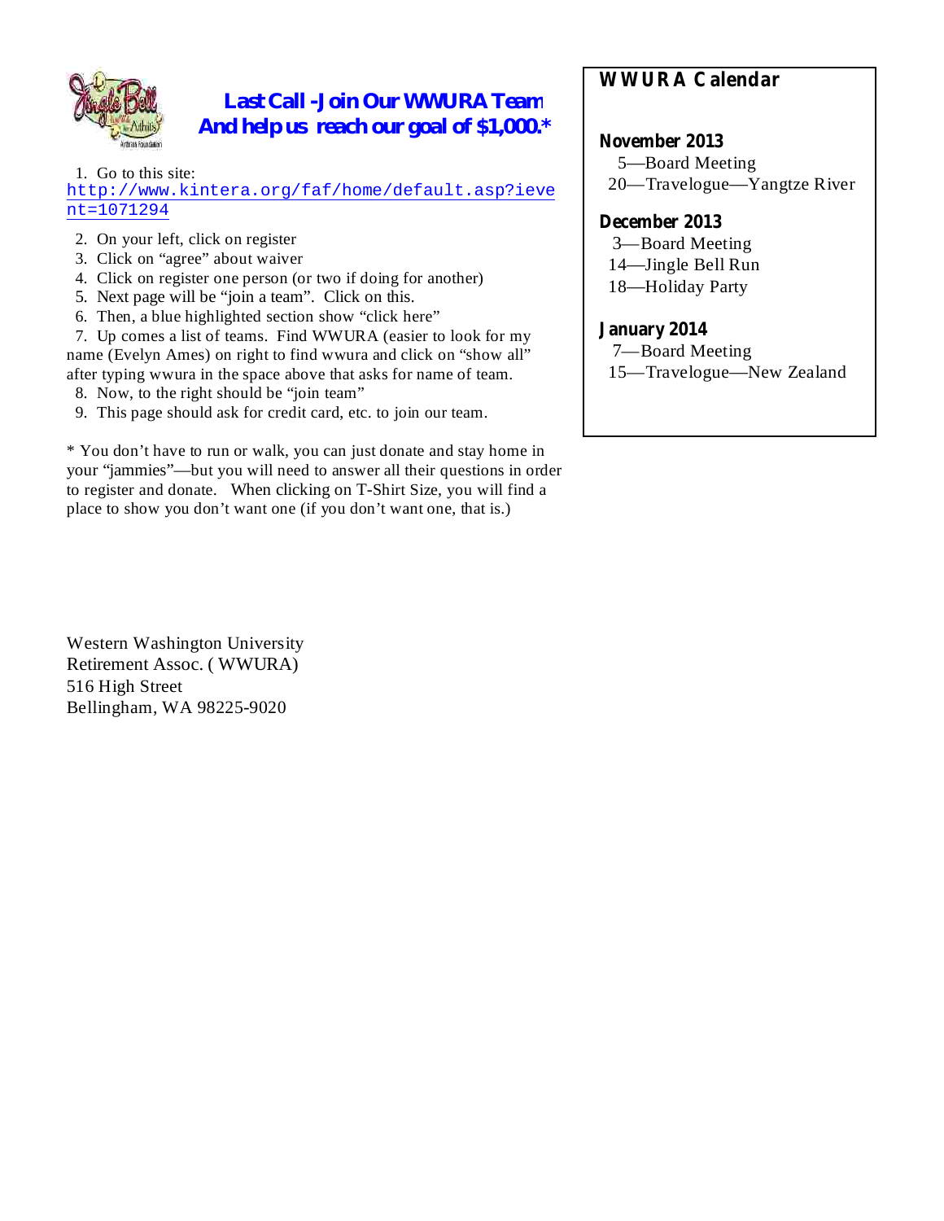## Last Call -Join Our WWURA Team And help us reach our goal of $1,000.*

1. Go to this site: http://www.kintera.org/faf/home/default.asp?ievent=1071294
2. On your left, click on register
3. Click on "agree" about waiver
4. Click on register one person (or two if doing for another)
5. Next page will be "join a team". Click on this.
6. Then, a blue highlighted section show "click here"
7. Up comes a list of teams. Find WWURA (easier to look for my name (Evelyn Ames) on right to find wwura and click on "show all" after typing wwura in the space above that asks for name of team.
8. Now, to the right should be "join team"
9. This page should ask for credit card, etc. to join our team.

* You don't have to run or walk, you can just donate and stay home in your "jammies"—but you will need to answer all their questions in order to register and donate. When clicking on T-Shirt Size, you will find a place to show you don't want one (if you don't want one, that is.)

Western Washington University
Retirement Assoc. ( WWURA)
516 High Street
Bellingham, WA 98225-9020

## WWURA Calendar

**November 2013**

5—Board Meeting
20—Travelogue—Yangtze River

**December 2013**

3—Board Meeting
14—Jingle Bell Run
18—Holiday Party

**January 2014**

7—Board Meeting
15—Travelogue—New Zealand